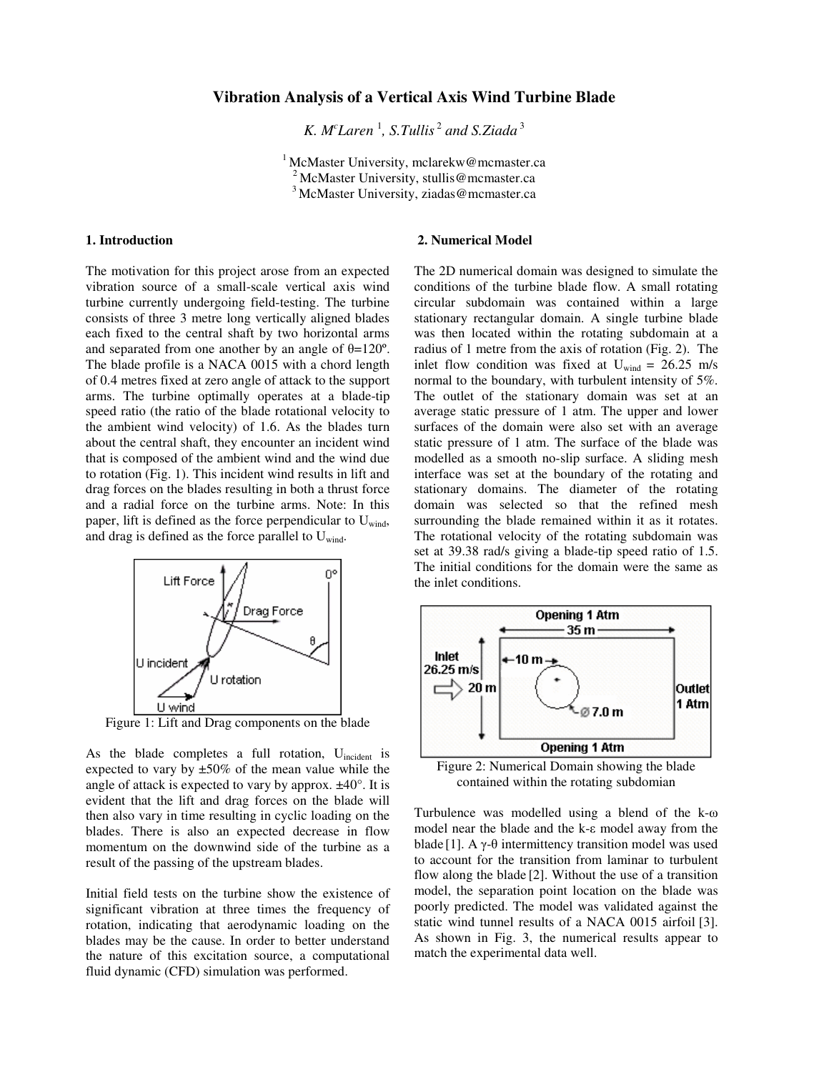# Vibration Analysis of a Vertical Axis Wind Turbine Blade

*K. M^c^Laren* [1], *S.Tullis* [2] *and S.Ziada* [3]

[1] McMaster University, mclarekw@mcmaster.ca
[2] McMaster University, stullis@mcmaster.ca
[3] McMaster University, ziadas@mcmaster.ca

## 1. Introduction

The motivation for this project arose from an expected vibration source of a small-scale vertical axis wind turbine currently undergoing field-testing. The turbine consists of three 3 metre long vertically aligned blades each fixed to the central shaft by two horizontal arms and separated from one another by an angle of θ=120º. The blade profile is a NACA 0015 with a chord length of 0.4 metres fixed at zero angle of attack to the support arms. The turbine optimally operates at a blade-tip speed ratio (the ratio of the blade rotational velocity to the ambient wind velocity) of 1.6. As the blades turn about the central shaft, they encounter an incident wind that is composed of the ambient wind and the wind due to rotation (Fig. 1). This incident wind results in lift and drag forces on the blades resulting in both a thrust force and a radial force on the turbine arms. Note: In this paper, lift is defined as the force perpendicular to $U_{wind}$, and drag is defined as the force parallel to $U_{wind}$.

Figure 1: Lift and Drag components on the blade

As the blade completes a full rotation, $U_{incident}$ is expected to vary by ±50% of the mean value while the angle of attack is expected to vary by approx. ±40°. It is evident that the lift and drag forces on the blade will then also vary in time resulting in cyclic loading on the blades. There is also an expected decrease in flow momentum on the downwind side of the turbine as a result of the passing of the upstream blades.

Initial field tests on the turbine show the existence of significant vibration at three times the frequency of rotation, indicating that aerodynamic loading on the blades may be the cause. In order to better understand the nature of this excitation source, a computational fluid dynamic (CFD) simulation was performed.

## 2. Numerical Model

The 2D numerical domain was designed to simulate the conditions of the turbine blade flow. A small rotating circular subdomain was contained within a large stationary rectangular domain. A single turbine blade was then located within the rotating subdomain at a radius of 1 metre from the axis of rotation (Fig. 2). The inlet flow condition was fixed at $U_{wind}$ = 26.25 m/s normal to the boundary, with turbulent intensity of 5%. The outlet of the stationary domain was set at an average static pressure of 1 atm. The upper and lower surfaces of the domain were also set with an average static pressure of 1 atm. The surface of the blade was modelled as a smooth no-slip surface. A sliding mesh interface was set at the boundary of the rotating and stationary domains. The diameter of the rotating domain was selected so that the refined mesh surrounding the blade remained within it as it rotates. The rotational velocity of the rotating subdomain was set at 39.38 rad/s giving a blade-tip speed ratio of 1.5. The initial conditions for the domain were the same as the inlet conditions.

Figure 2: Numerical Domain showing the blade contained within the rotating subdomian

Turbulence was modelled using a blend of the k-ω model near the blade and the k-ε model away from the blade [1]. A γ-θ intermittency transition model was used to account for the transition from laminar to turbulent flow along the blade [2]. Without the use of a transition model, the separation point location on the blade was poorly predicted. The model was validated against the static wind tunnel results of a NACA 0015 airfoil [3]. As shown in Fig. 3, the numerical results appear to match the experimental data well.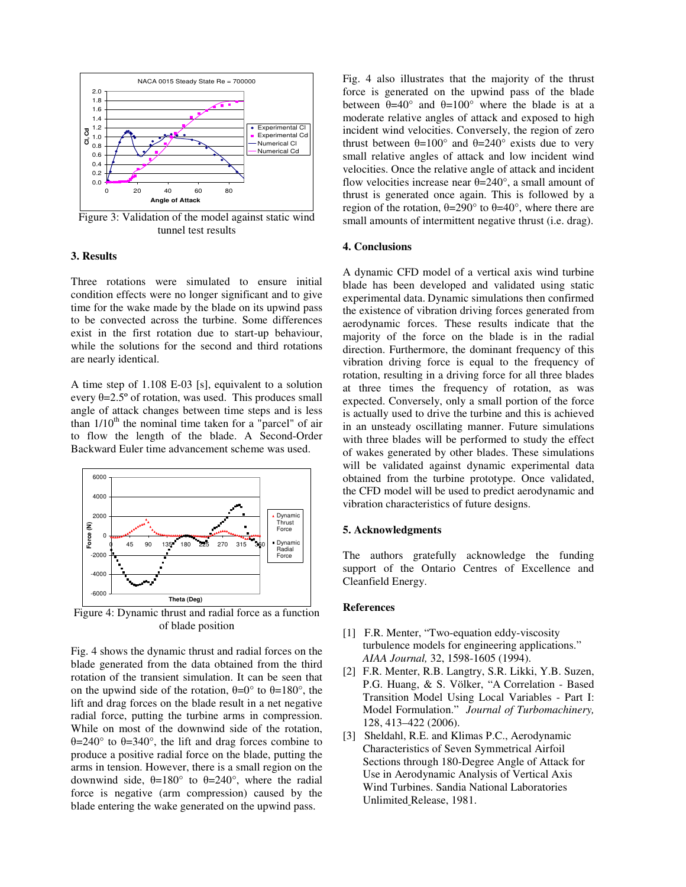NACA 0015 Steady State Re = 700000

Cl, Cd

2.0
1.8
1.6
1.4
1.2
1.0
0.8
0.6
0.4
0.2
0.0

0
20
40
60
80

Angle of Attack

Experimental Cl
Experimental Cd
Numerical Cl
Numerical Cd

Figure 3: Validation of the model against static wind tunnel test results

## 3. Results

Three rotations were simulated to ensure initial condition effects were no longer significant and to give time for the wake made by the blade on its upwind pass to be convected across the turbine. Some differences exist in the first rotation due to start-up behaviour, while the solutions for the second and third rotations are nearly identical.

A time step of 1.108 E-03 [s], equivalent to a solution every θ=2.5º of rotation, was used. This produces small angle of attack changes between time steps and is less than 1/10th the nominal time taken for a "parcel" of air to flow the length of the blade. A Second-Order Backward Euler time advancement scheme was used.

6000
4000
2000
0
-2000
-4000
-6000

Force (N)

0
45
90
135
180
225
270
315
360

Theta (Deg)

Dynamic Thrust Force
Dynamic Radial Force

Figure 4: Dynamic thrust and radial force as a function of blade position

Fig. 4 shows the dynamic thrust and radial forces on the blade generated from the data obtained from the third rotation of the transient simulation. It can be seen that on the upwind side of the rotation, θ=0° to θ=180°, the lift and drag forces on the blade result in a net negative radial force, putting the turbine arms in compression. While on most of the downwind side of the rotation, θ=240° to θ=340°, the lift and drag forces combine to produce a positive radial force on the blade, putting the arms in tension. However, there is a small region on the downwind side, θ=180° to θ=240°, where the radial force is negative (arm compression) caused by the blade entering the wake generated on the upwind pass.

Fig. 4 also illustrates that the majority of the thrust force is generated on the upwind pass of the blade between θ=40° and θ=100° where the blade is at a moderate relative angles of attack and exposed to high incident wind velocities. Conversely, the region of zero thrust between θ=100° and θ=240° exists due to very small relative angles of attack and low incident wind velocities. Once the relative angle of attack and incident flow velocities increase near θ=240°, a small amount of thrust is generated once again. This is followed by a region of the rotation, θ=290° to θ=40°, where there are small amounts of intermittent negative thrust (i.e. drag).

## 4. Conclusions

A dynamic CFD model of a vertical axis wind turbine blade has been developed and validated using static experimental data. Dynamic simulations then confirmed the existence of vibration driving forces generated from aerodynamic forces. These results indicate that the majority of the force on the blade is in the radial direction. Furthermore, the dominant frequency of this vibration driving force is equal to the frequency of rotation, resulting in a driving force for all three blades at three times the frequency of rotation, as was expected. Conversely, only a small portion of the force is actually used to drive the turbine and this is achieved in an unsteady oscillating manner. Future simulations with three blades will be performed to study the effect of wakes generated by other blades. These simulations will be validated against dynamic experimental data obtained from the turbine prototype. Once validated, the CFD model will be used to predict aerodynamic and vibration characteristics of future designs.

## 5. Acknowledgments

The authors gratefully acknowledge the funding support of the Ontario Centres of Excellence and Cleanfield Energy.

## References

[1] F.R. Menter, "Two-equation eddy-viscosity turbulence models for engineering applications." *AIAA Journal,* 32, 1598-1605 (1994).

[2] F.R. Menter, R.B. Langtry, S.R. Likki, Y.B. Suzen, P.G. Huang, & S. Völker, "A Correlation - Based Transition Model Using Local Variables - Part I: Model Formulation." *Journal of Turbomachinery,* 128, 413–422 (2006).

[3] Sheldahl, R.E. and Klimas P.C., Aerodynamic Characteristics of Seven Symmetrical Airfoil Sections through 180-Degree Angle of Attack for Use in Aerodynamic Analysis of Vertical Axis Wind Turbines. Sandia National Laboratories Unlimited Release, 1981.